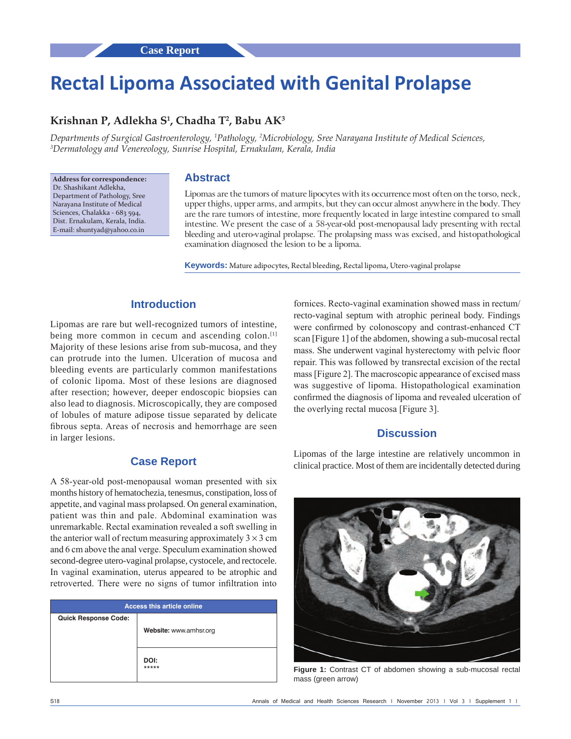# Rectal Lipoma Associated with Genital Prolapse

**Krishnan P, Adlekha S[1], Chadha T[2], Babu AK[3]**

*Departments of Surgical Gastroenterology, [1]Pathology, [2]Microbiology, Sree Narayana Institute of Medical Sciences, [3]Dermatology and Venereology, Sunrise Hospital, Ernakulam, Kerala, India*

**Address for correspondence:**
Dr. Shashikant Adlekha,
Department of Pathology, Sree Narayana Institute of Medical Sciences, Chalakka - 683 594,
Dist. Ernakulam, Kerala, India.
E-mail: shuntyad@yahoo.co.in

## Abstract

Lipomas are the tumors of mature lipocytes with its occurrence most often on the torso, neck, upper thighs, upper arms, and armpits, but they can occur almost anywhere in the body. They are the rare tumors of intestine, more frequently located in large intestine compared to small intestine. We present the case of a 58-year-old post-menopausal lady presenting with rectal bleeding and utero-vaginal prolapse. The prolapsing mass was excised, and histopathological examination diagnosed the lesion to be a lipoma.

**Keywords:** Mature adipocytes, Rectal bleeding, Rectal lipoma, Utero-vaginal prolapse

## Introduction

Lipomas are rare but well-recognized tumors of intestine, being more common in cecum and ascending colon.[1] Majority of these lesions arise from sub-mucosa, and they can protrude into the lumen. Ulceration of mucosa and bleeding events are particularly common manifestations of colonic lipoma. Most of these lesions are diagnosed after resection; however, deeper endoscopic biopsies can also lead to diagnosis. Microscopically, they are composed of lobules of mature adipose tissue separated by delicate fibrous septa. Areas of necrosis and hemorrhage are seen in larger lesions.

## Case Report

A 58-year-old post-menopausal woman presented with six months history of hematochezia, tenesmus, constipation, loss of appetite, and vaginal mass prolapsed. On general examination, patient was thin and pale. Abdominal examination was unremarkable. Rectal examination revealed a soft swelling in the anterior wall of rectum measuring approximately $3 \times 3$ cm and 6 cm above the anal verge. Speculum examination showed second-degree utero-vaginal prolapse, cystocele, and rectocele. In vaginal examination, uterus appeared to be atrophic and retroverted. There were no signs of tumor infiltration into fornices. Recto-vaginal examination showed mass in rectum/recto-vaginal septum with atrophic perineal body. Findings were confirmed by colonoscopy and contrast-enhanced CT scan [Figure 1] of the abdomen, showing a sub-mucosal rectal mass. She underwent vaginal hysterectomy with pelvic floor repair. This was followed by transrectal excision of the rectal mass [Figure 2]. The macroscopic appearance of excised mass was suggestive of lipoma. Histopathological examination confirmed the diagnosis of lipoma and revealed ulceration of the overlying rectal mucosa [Figure 3].

| Access this article online | |
|---|---|
| Quick Response Code: | Website: www.amhsr.org |
| | DOI: ***** |

## Discussion

Lipomas of the large intestine are relatively uncommon in clinical practice. Most of them are incidentally detected during

**Figure 1:** Contrast CT of abdomen showing a sub-mucosal rectal mass (green arrow)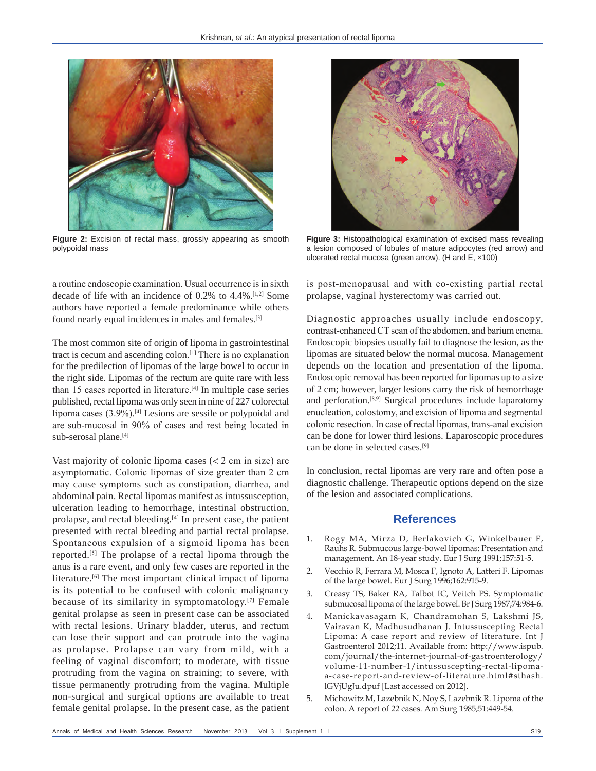**Figure 2:** Excision of rectal mass, grossly appearing as smooth polypoidal mass

**Figure 3:** Histopathological examination of excised mass revealing a lesion composed of lobules of mature adipocytes (red arrow) and ulcerated rectal mucosa (green arrow). (H and E, ×100)

a routine endoscopic examination. Usual occurrence is in sixth decade of life with an incidence of 0.2% to 4.4%.[1,2] Some authors have reported a female predominance while others found nearly equal incidences in males and females.[3]

The most common site of origin of lipoma in gastrointestinal tract is cecum and ascending colon.[1] There is no explanation for the predilection of lipomas of the large bowel to occur in the right side. Lipomas of the rectum are quite rare with less than 15 cases reported in literature.[4] In multiple case series published, rectal lipoma was only seen in nine of 227 colorectal lipoma cases (3.9%).[4] Lesions are sessile or polypoidal and are sub-mucosal in 90% of cases and rest being located in sub-serosal plane.[4]

Vast majority of colonic lipoma cases (< 2 cm in size) are asymptomatic. Colonic lipomas of size greater than 2 cm may cause symptoms such as constipation, diarrhea, and abdominal pain. Rectal lipomas manifest as intussusception, ulceration leading to hemorrhage, intestinal obstruction, prolapse, and rectal bleeding.[4] In present case, the patient presented with rectal bleeding and partial rectal prolapse. Spontaneous expulsion of a sigmoid lipoma has been reported.[5] The prolapse of a rectal lipoma through the anus is a rare event, and only few cases are reported in the literature.[6] The most important clinical impact of lipoma is its potential to be confused with colonic malignancy because of its similarity in symptomatology.[7] Female genital prolapse as seen in present case can be associated with rectal lesions. Urinary bladder, uterus, and rectum can lose their support and can protrude into the vagina as prolapse. Prolapse can vary from mild, with a feeling of vaginal discomfort; to moderate, with tissue protruding from the vagina on straining; to severe, with tissue permanently protruding from the vagina. Multiple non-surgical and surgical options are available to treat female genital prolapse. In the present case, as the patient is post-menopausal and with co-existing partial rectal prolapse, vaginal hysterectomy was carried out.

Diagnostic approaches usually include endoscopy, contrast-enhanced CT scan of the abdomen, and barium enema. Endoscopic biopsies usually fail to diagnose the lesion, as the lipomas are situated below the normal mucosa. Management depends on the location and presentation of the lipoma. Endoscopic removal has been reported for lipomas up to a size of 2 cm; however, larger lesions carry the risk of hemorrhage and perforation.[8,9] Surgical procedures include laparotomy enucleation, colostomy, and excision of lipoma and segmental colonic resection. In case of rectal lipomas, trans-anal excision can be done for lower third lesions. Laparoscopic procedures can be done in selected cases.[9]

In conclusion, rectal lipomas are very rare and often pose a diagnostic challenge. Therapeutic options depend on the size of the lesion and associated complications.

## References

1. Rogy MA, Mirza D, Berlakovich G, Winkelbauer F, Rauhs R. Submucous large-bowel lipomas: Presentation and management. An 18-year study. Eur J Surg 1991;157:51-5.
2. Vecchio R, Ferrara M, Mosca F, Ignoto A, Latteri F. Lipomas of the large bowel. Eur J Surg 1996;162:915-9.
3. Creasy TS, Baker RA, Talbot IC, Veitch PS. Symptomatic submucosal lipoma of the large bowel. Br J Surg 1987;74:984-6.
4. Manickavasagam K, Chandramohan S, Lakshmi JS, Vairavan K, Madhusudhanan J. Intussuscepting Rectal Lipoma: A case report and review of literature. Int J Gastroenterol 2012;11. Available from: http://www.ispub.com/journal/the-internet-journal-of-gastroenterology/volume-11-number-1/intussuscepting-rectal-lipoma-a-case-report-and-review-of-literature.html#sthash.lGVjUgJu.dpuf [Last accessed on 2012].
5. Michowitz M, Lazebnik N, Noy S, Lazebnik R. Lipoma of the colon. A report of 22 cases. Am Surg 1985;51:449-54.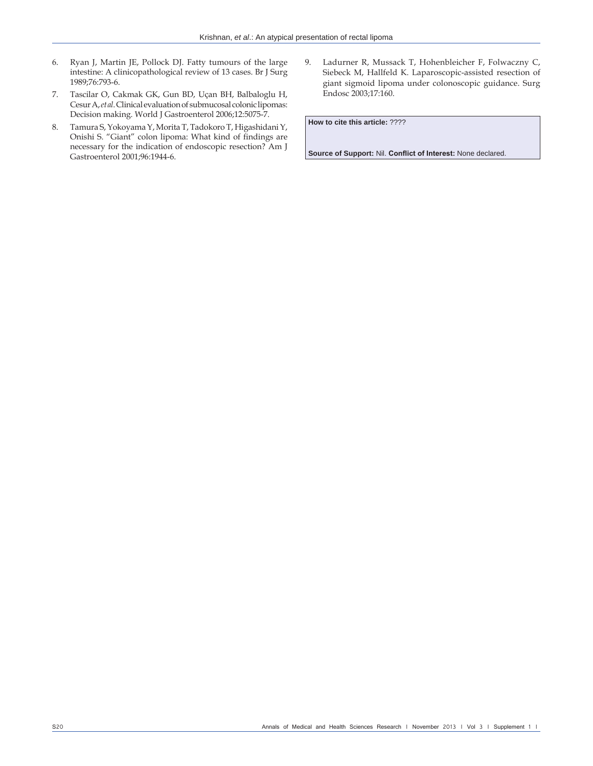6. Ryan J, Martin JE, Pollock DJ. Fatty tumours of the large intestine: A clinicopathological review of 13 cases. Br J Surg 1989;76:793-6.
7. Tascilar O, Cakmak GK, Gun BD, Uçan BH, Balbaloglu H, Cesur A, *et al*. Clinical evaluation of submucosal colonic lipomas: Decision making. World J Gastroenterol 2006;12:5075-7.
8. Tamura S, Yokoyama Y, Morita T, Tadokoro T, Higashidani Y, Onishi S. "Giant" colon lipoma: What kind of findings are necessary for the indication of endoscopic resection? Am J Gastroenterol 2001;96:1944-6.
9. Ladurner R, Mussack T, Hohenbleicher F, Folwaczny C, Siebeck M, Hallfeld K. Laparoscopic-assisted resection of giant sigmoid lipoma under colonoscopic guidance. Surg Endosc 2003;17:160.

**How to cite this article:** ????

**Source of Support:** Nil. **Conflict of Interest:** None declared.